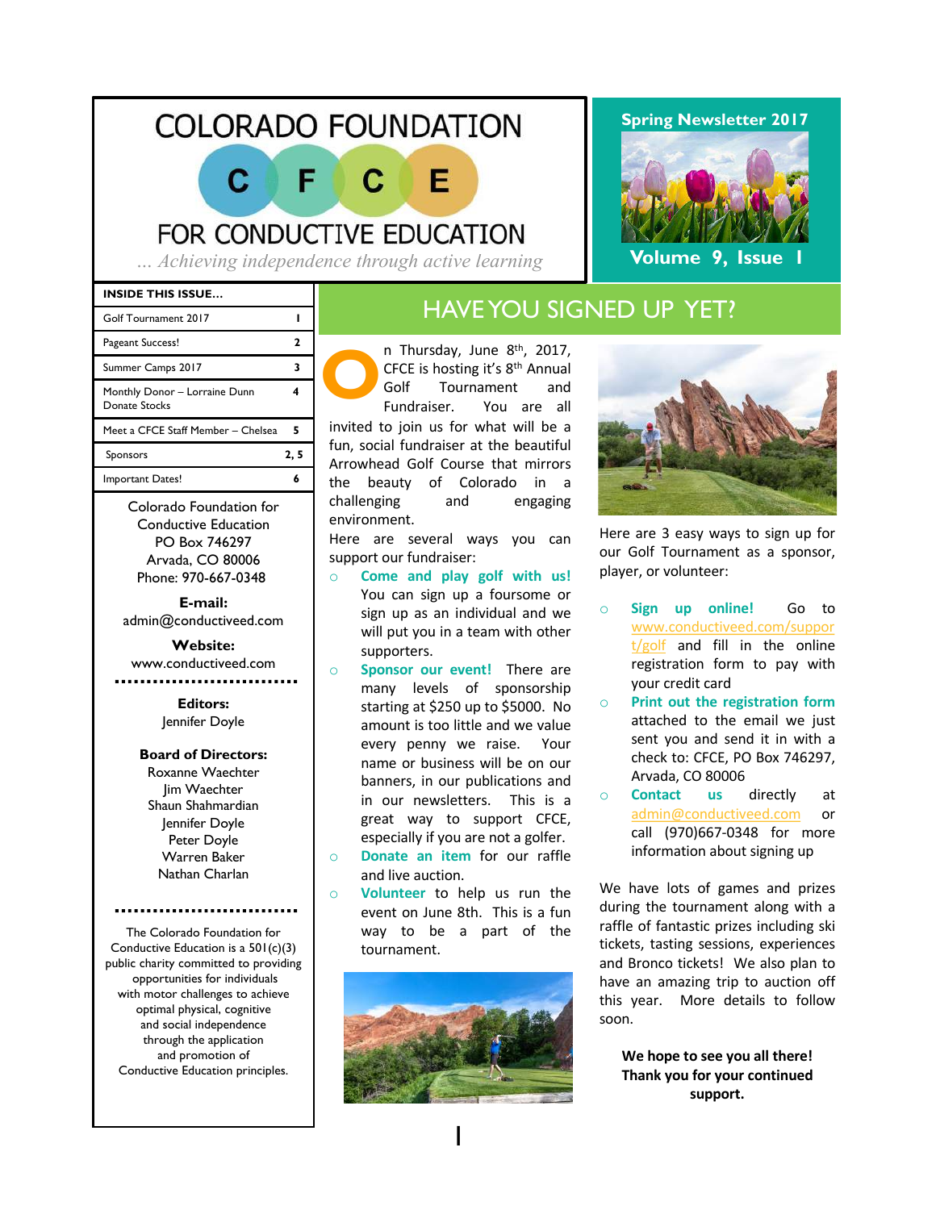# COLORADO FOUNDATION FOR CONDUCTIVE EDUCATION

C F C E

*... Achieving independence through active learning*

**Spring Newsletter 2017**

**Volume 9, Issue 1**

| INSIDE THIS ISSUE... | |
|---|---|
| Golf Tournament 2017 | 1 |
| Pageant Success! | 2 |
| Summer Camps 2017 | 3 |
| Monthly Donor – Lorraine Dunn Donate Stocks | 4 |
| Meet a CFCE Staff Member – Chelsea | 5 |
| Sponsors | 2, 5 |
| Important Dates! | 6 |

Colorado Foundation for Conductive Education
PO Box 746297
Arvada, CO 80006
Phone: 970-667-0348

**E-mail:**
admin@conductiveed.com

**Website:**
www.conductiveed.com

**Editors:**
Jennifer Doyle

**Board of Directors:**
Roxanne Waechter
Jim Waechter
Shaun Shahmardian
Jennifer Doyle
Peter Doyle
Warren Baker
Nathan Charlan

The Colorado Foundation for Conductive Education is a 501(c)(3) public charity committed to providing opportunities for individuals with motor challenges to achieve optimal physical, cognitive and social independence through the application and promotion of Conductive Education principles.

## HAVE YOU SIGNED UP YET?

On Thursday, June 8th, 2017, CFCE is hosting it's 8th Annual Golf Tournament and Fundraiser. You are all invited to join us for what will be a fun, social fundraiser at the beautiful Arrowhead Golf Course that mirrors the beauty of Colorado in a challenging and engaging environment.

Here are several ways you can support our fundraiser:

- **Come and play golf with us!** You can sign up a foursome or sign up as an individual and we will put you in a team with other supporters.
- **Sponsor our event!** There are many levels of sponsorship starting at $250 up to $5000. No amount is too little and we value every penny we raise. Your name or business will be on our banners, in our publications and in our newsletters. This is a great way to support CFCE, especially if you are not a golfer.
- **Donate an item** for our raffle and live auction.
- **Volunteer** to help us run the event on June 8th. This is a fun way to be a part of the tournament.

Here are 3 easy ways to sign up for our Golf Tournament as a sponsor, player, or volunteer:

- **Sign up online!** Go to www.conductiveed.com/support/golf and fill in the online registration form to pay with your credit card
- **Print out the registration form** attached to the email we just sent you and send it in with a check to: CFCE, PO Box 746297, Arvada, CO 80006
- **Contact us** directly at admin@conductiveed.com or call (970)667-0348 for more information about signing up

We have lots of games and prizes during the tournament along with a raffle of fantastic prizes including ski tickets, tasting sessions, experiences and Bronco tickets! We also plan to have an amazing trip to auction off this year. More details to follow soon.

**We hope to see you all there! Thank you for your continued support.**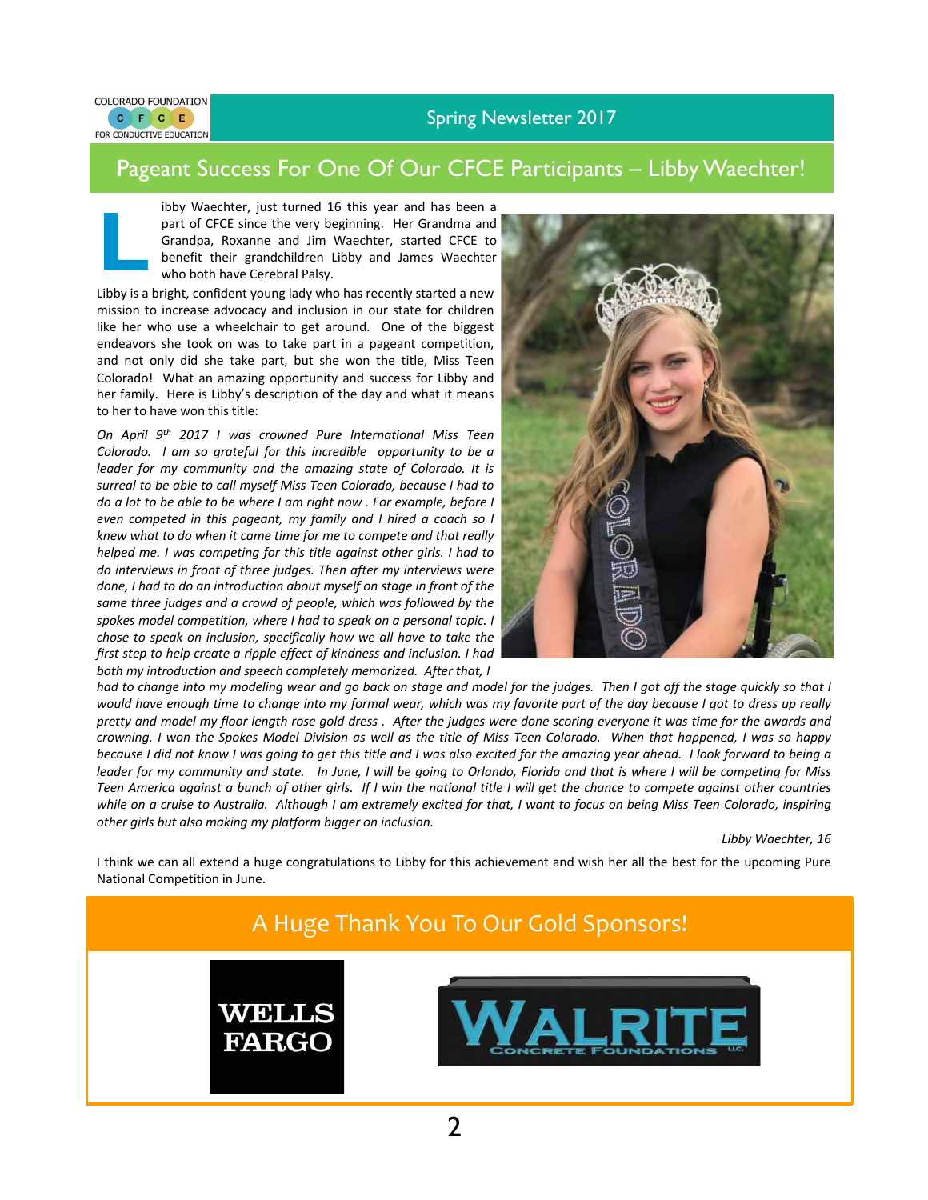## Spring Newsletter 2017

# Pageant Success For One Of Our CFCE Participants – Libby Waechter!

Libby Waechter, just turned 16 this year and has been a part of CFCE since the very beginning. Her Grandma and Grandpa, Roxanne and Jim Waechter, started CFCE to benefit their grandchildren Libby and James Waechter who both have Cerebral Palsy.

Libby is a bright, confident young lady who has recently started a new mission to increase advocacy and inclusion in our state for children like her who use a wheelchair to get around. One of the biggest endeavors she took on was to take part in a pageant competition, and not only did she take part, but she won the title, Miss Teen Colorado! What an amazing opportunity and success for Libby and her family. Here is Libby's description of the day and what it means to her to have won this title:

*On April 9th 2017 I was crowned Pure International Miss Teen Colorado. I am so grateful for this incredible opportunity to be a leader for my community and the amazing state of Colorado. It is surreal to be able to call myself Miss Teen Colorado, because I had to do a lot to be able to be where I am right now . For example, before I even competed in this pageant, my family and I hired a coach so I knew what to do when it came time for me to compete and that really helped me. I was competing for this title against other girls. I had to do interviews in front of three judges. Then after my interviews were done, I had to do an introduction about myself on stage in front of the same three judges and a crowd of people, which was followed by the spokes model competition, where I had to speak on a personal topic. I chose to speak on inclusion, specifically how we all have to take the first step to help create a ripple effect of kindness and inclusion. I had both my introduction and speech completely memorized. After that, I had to change into my modeling wear and go back on stage and model for the judges. Then I got off the stage quickly so that I would have enough time to change into my formal wear, which was my favorite part of the day because I got to dress up really pretty and model my floor length rose gold dress . After the judges were done scoring everyone it was time for the awards and crowning. I won the Spokes Model Division as well as the title of Miss Teen Colorado. When that happened, I was so happy because I did not know I was going to get this title and I was also excited for the amazing year ahead. I look forward to being a leader for my community and state. In June, I will be going to Orlando, Florida and that is where I will be competing for Miss Teen America against a bunch of other girls. If I win the national title I will get the chance to compete against other countries while on a cruise to Australia. Although I am extremely excited for that, I want to focus on being Miss Teen Colorado, inspiring other girls but also making my platform bigger on inclusion.*

*Libby Waechter, 16*

I think we can all extend a huge congratulations to Libby for this achievement and wish her all the best for the upcoming Pure National Competition in June.

## A Huge Thank You To Our Gold Sponsors!

WELLS FARGO

WALRITE CONCRETE FOUNDATIONS LLC.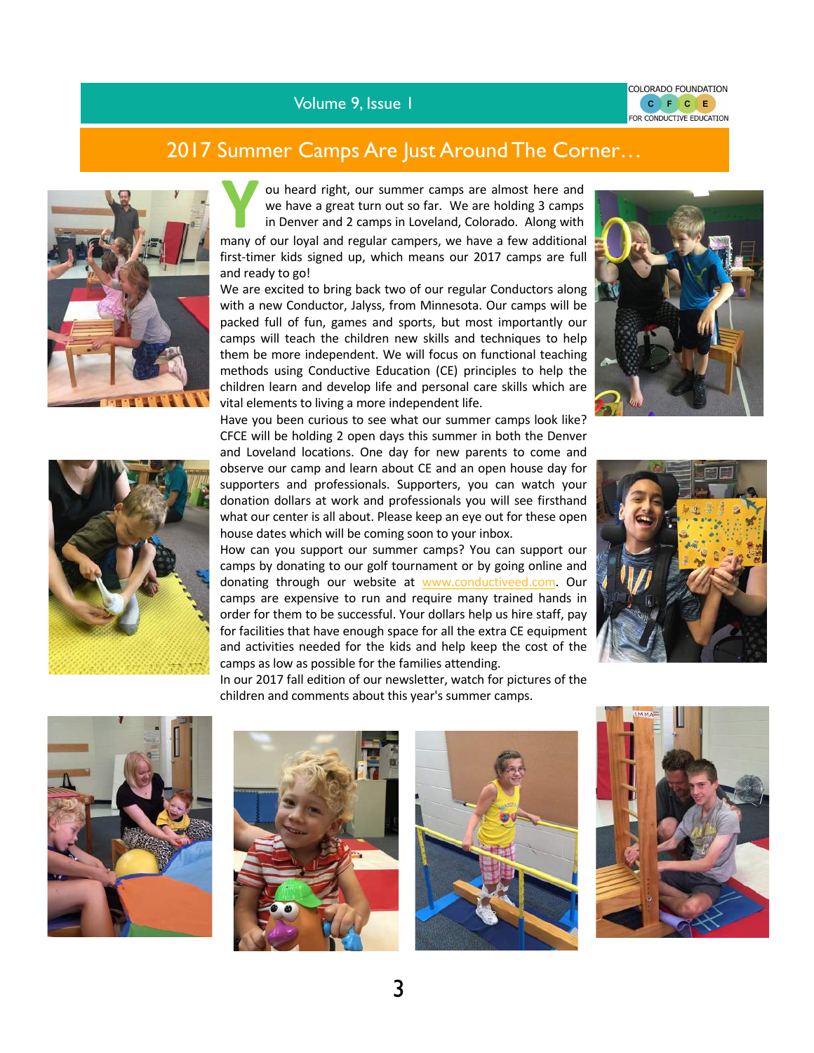# 2017 Summer Camps Are Just Around The Corner…

You heard right, our summer camps are almost here and we have a great turn out so far. We are holding 3 camps in Denver and 2 camps in Loveland, Colorado. Along with many of our loyal and regular campers, we have a few additional first-timer kids signed up, which means our 2017 camps are full and ready to go!

We are excited to bring back two of our regular Conductors along with a new Conductor, Jalyss, from Minnesota. Our camps will be packed full of fun, games and sports, but most importantly our camps will teach the children new skills and techniques to help them be more independent. We will focus on functional teaching methods using Conductive Education (CE) principles to help the children learn and develop life and personal care skills which are vital elements to living a more independent life.

Have you been curious to see what our summer camps look like? CFCE will be holding 2 open days this summer in both the Denver and Loveland locations. One day for new parents to come and observe our camp and learn about CE and an open house day for supporters and professionals. Supporters, you can watch your donation dollars at work and professionals you will see firsthand what our center is all about. Please keep an eye out for these open house dates which will be coming soon to your inbox.

How can you support our summer camps? You can support our camps by donating to our golf tournament or by going online and donating through our website at www.conductiveed.com. Our camps are expensive to run and require many trained hands in order for them to be successful. Your dollars help us hire staff, pay for facilities that have enough space for all the extra CE equipment and activities needed for the kids and help keep the cost of the camps as low as possible for the families attending.

In our 2017 fall edition of our newsletter, watch for pictures of the children and comments about this year's summer camps.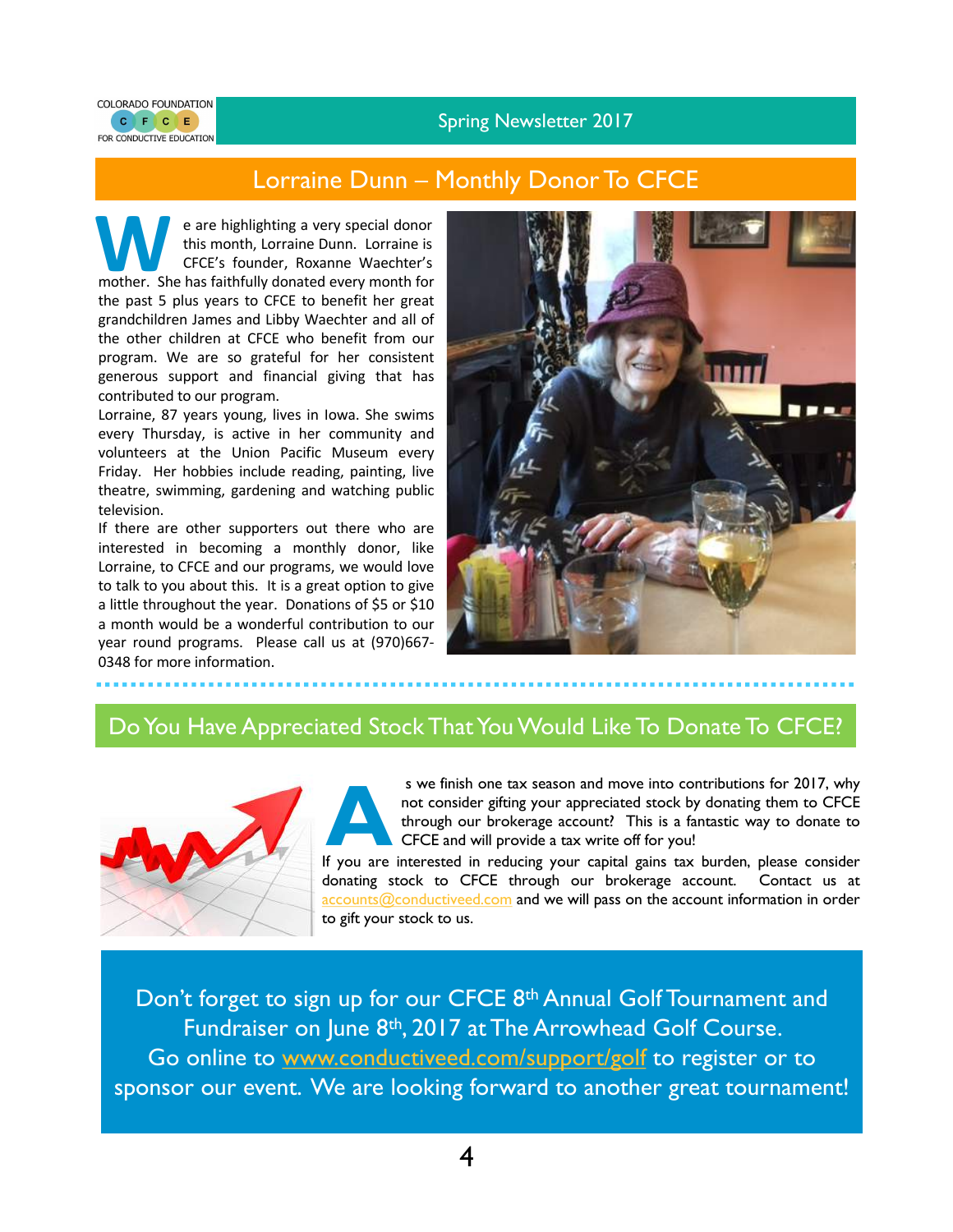## Lorraine Dunn – Monthly Donor To CFCE

We are highlighting a very special donor this month, Lorraine Dunn. Lorraine is CFCE's founder, Roxanne Waechter's mother. She has faithfully donated every month for the past 5 plus years to CFCE to benefit her great grandchildren James and Libby Waechter and all of the other children at CFCE who benefit from our program. We are so grateful for her consistent generous support and financial giving that has contributed to our program.

Lorraine, 87 years young, lives in Iowa. She swims every Thursday, is active in her community and volunteers at the Union Pacific Museum every Friday. Her hobbies include reading, painting, live theatre, swimming, gardening and watching public television.

If there are other supporters out there who are interested in becoming a monthly donor, like Lorraine, to CFCE and our programs, we would love to talk to you about this. It is a great option to give a little throughout the year. Donations of $5 or $10 a month would be a wonderful contribution to our year round programs. Please call us at (970)667-0348 for more information.

## Do You Have Appreciated Stock That You Would Like To Donate To CFCE?

As we finish one tax season and move into contributions for 2017, why not consider gifting your appreciated stock by donating them to CFCE through our brokerage account? This is a fantastic way to donate to CFCE and will provide a tax write off for you!

If you are interested in reducing your capital gains tax burden, please consider donating stock to CFCE through our brokerage account. Contact us at accounts@conductiveed.com and we will pass on the account information in order to gift your stock to us.

Don't forget to sign up for our CFCE 8th Annual Golf Tournament and Fundraiser on June 8th, 2017 at The Arrowhead Golf Course. Go online to www.conductiveed.com/support/golf to register or to sponsor our event. We are looking forward to another great tournament!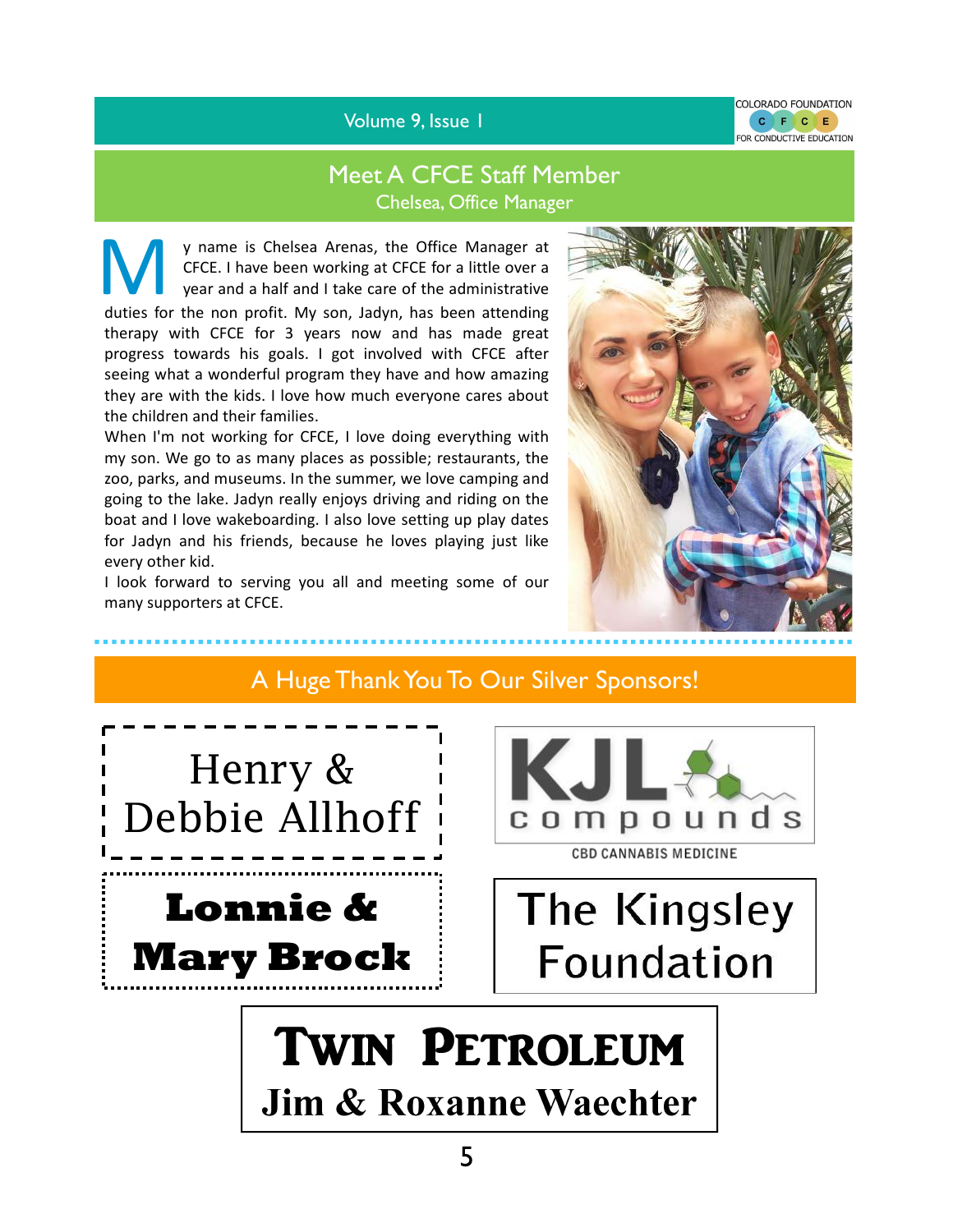## Meet A CFCE Staff Member

### Chelsea, Office Manager

My name is Chelsea Arenas, the Office Manager at CFCE. I have been working at CFCE for a little over a year and a half and I take care of the administrative duties for the non profit. My son, Jadyn, has been attending therapy with CFCE for 3 years now and has made great progress towards his goals. I got involved with CFCE after seeing what a wonderful program they have and how amazing they are with the kids. I love how much everyone cares about the children and their families.

When I'm not working for CFCE, I love doing everything with my son. We go to as many places as possible; restaurants, the zoo, parks, and museums. In the summer, we love camping and going to the lake. Jadyn really enjoys driving and riding on the boat and I love wakeboarding. I also love setting up play dates for Jadyn and his friends, because he loves playing just like every other kid.

I look forward to serving you all and meeting some of our many supporters at CFCE.

## A Huge Thank You To Our Silver Sponsors!

Henry & Debbie Allhoff

KJL compounds
CBD CANNABIS MEDICINE

**Lonnie & Mary Brock**

The Kingsley Foundation

**TWIN PETROLEUM**
**Jim & Roxanne Waechter**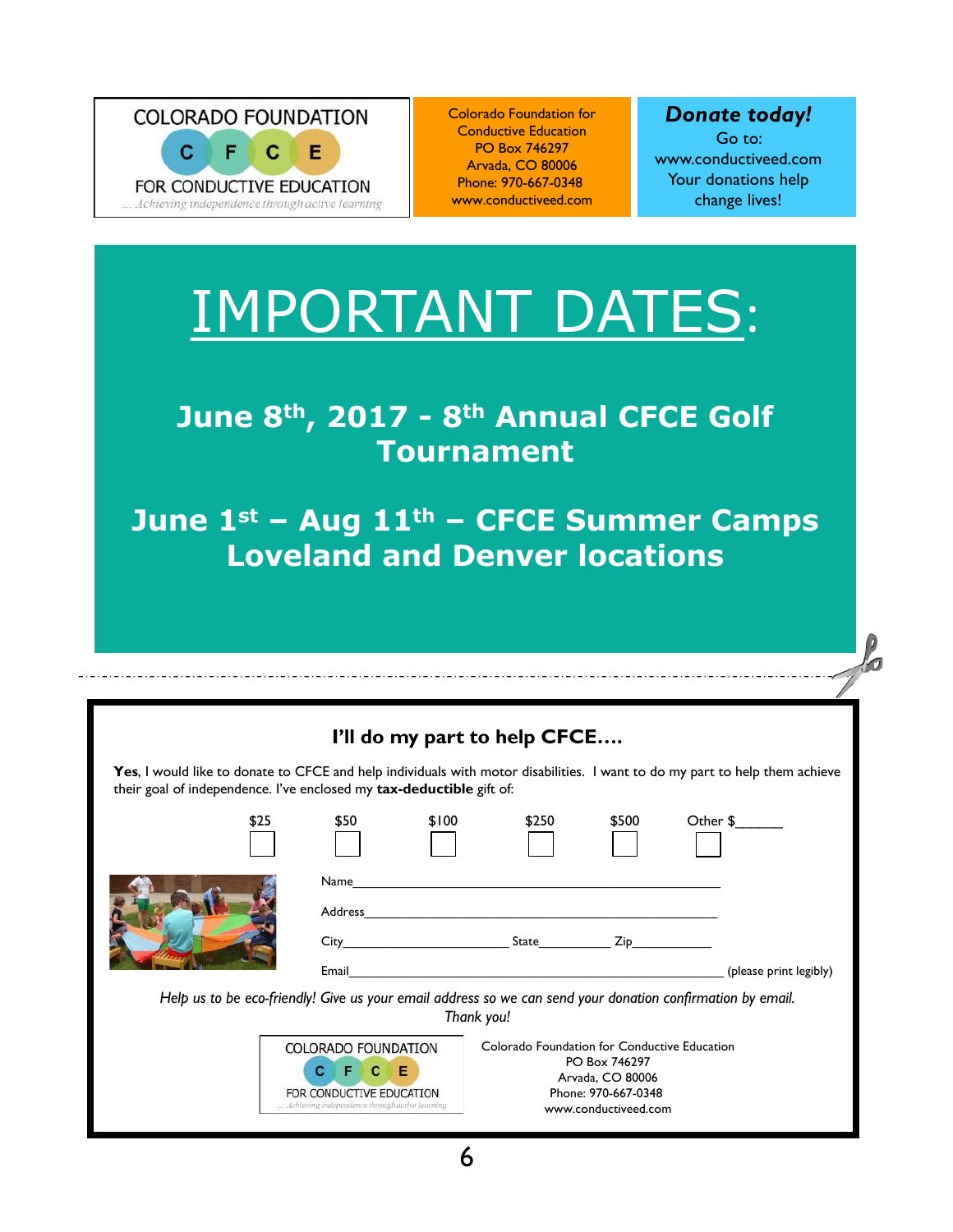COLORADO FOUNDATION

C F C E

FOR CONDUCTIVE EDUCATION

... Achieving independence through active learning

Colorado Foundation for Conductive Education
PO Box 746297
Arvada, CO 80006
Phone: 970-667-0348
www.conductiveed.com

***Donate today!***
Go to:
www.conductiveed.com
Your donations help change lives!

# IMPORTANT DATES:

## June 8th, 2017 - 8th Annual CFCE Golf Tournament

## June 1st – Aug 11th – CFCE Summer Camps Loveland and Denver locations

---

### I'll do my part to help CFCE….

**Yes**, I would like to donate to CFCE and help individuals with motor disabilities. I want to do my part to help them achieve their goal of independence. I've enclosed my **tax-deductible** gift of:

$25 ☐ $50 ☐ $100 ☐ $250 ☐ $500 ☐ Other $______ ☐

Name_______________________________________________

Address_____________________________________________

City______________________ State__________ Zip___________

Email_______________________________________________ (please print legibly)

*Help us to be eco-friendly! Give us your email address so we can send your donation confirmation by email. Thank you!*

COLORADO FOUNDATION

C F C E

FOR CONDUCTIVE EDUCATION

... Achieving independence through active learning

Colorado Foundation for Conductive Education
PO Box 746297
Arvada, CO 80006
Phone: 970-667-0348
www.conductiveed.com